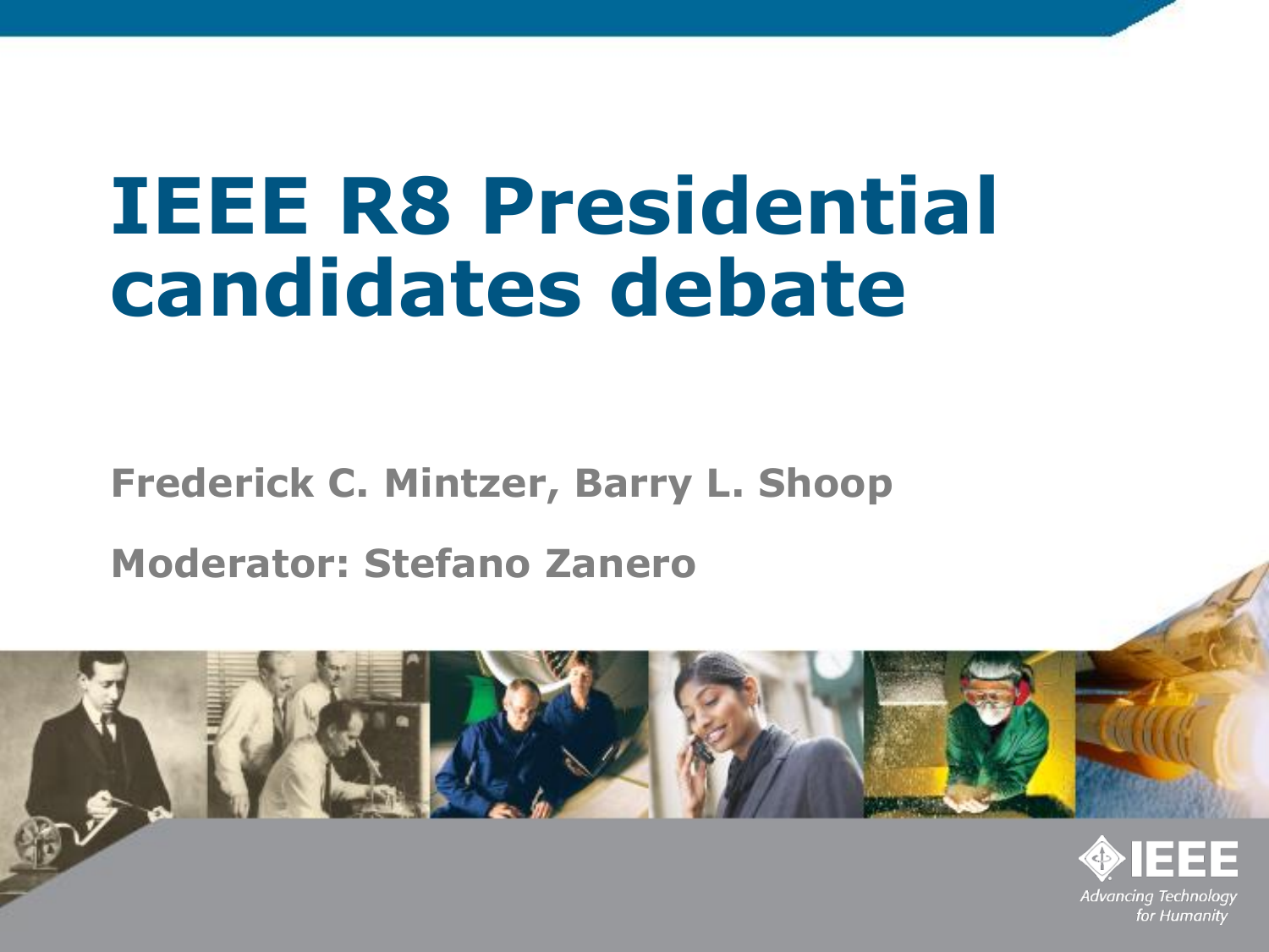# IEEE R8 Presidential candidates debate

**Frederick C. Mintzer, Barry L. Shoop**

**Moderator: Stefano Zanero**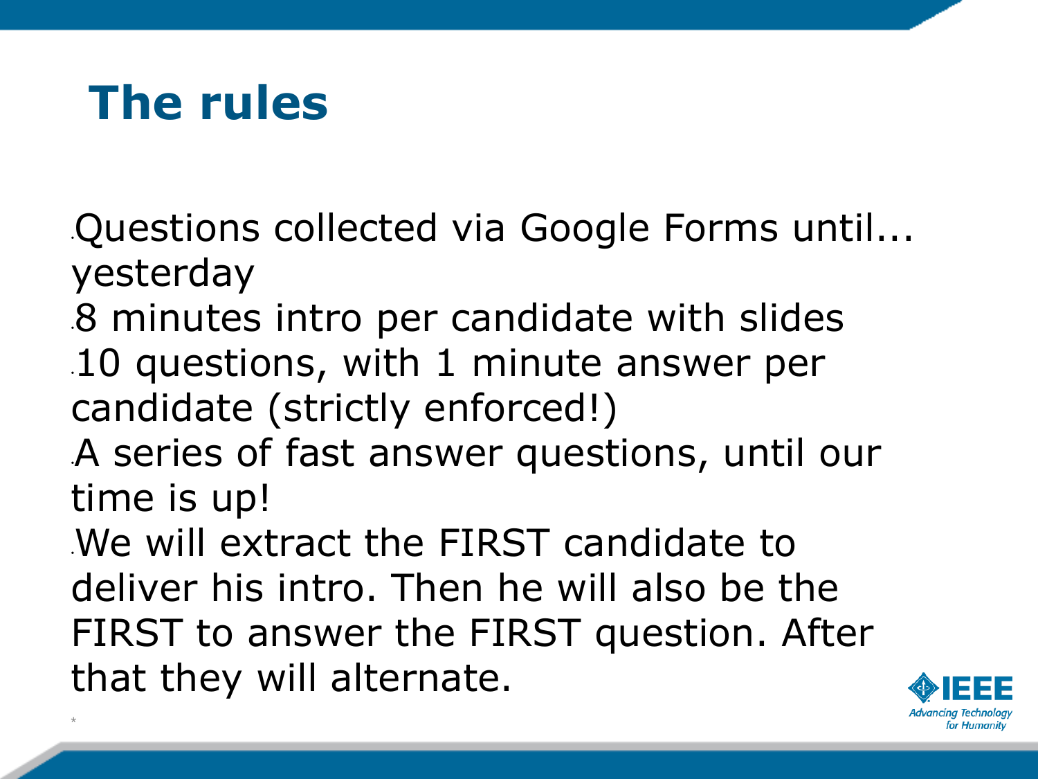# The rules

- Questions collected via Google Forms until... yesterday
- 8 minutes intro per candidate with slides
- 10 questions, with 1 minute answer per candidate (strictly enforced!)
- A series of fast answer questions, until our time is up!
- We will extract the FIRST candidate to deliver his intro. Then he will also be the FIRST to answer the FIRST question. After that they will alternate.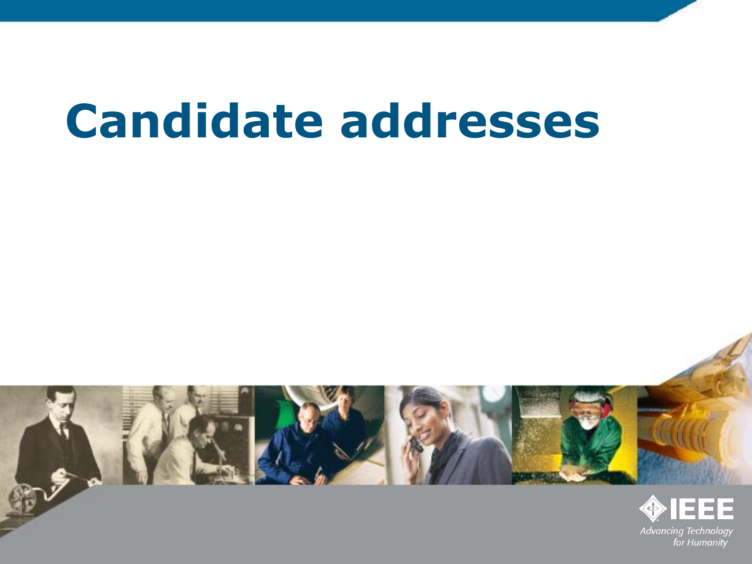# Candidate addresses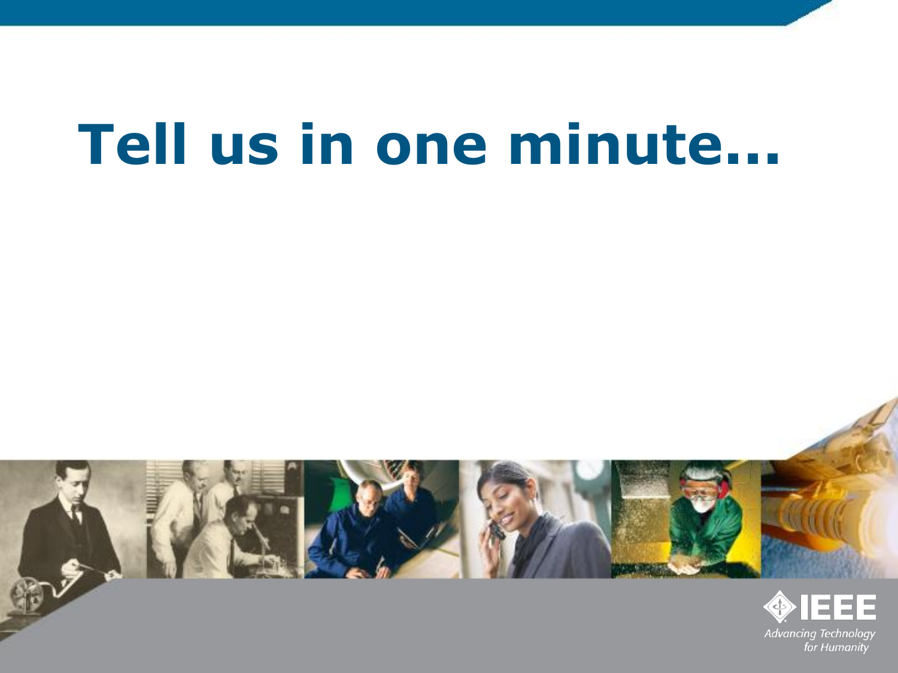# Tell us in one minute…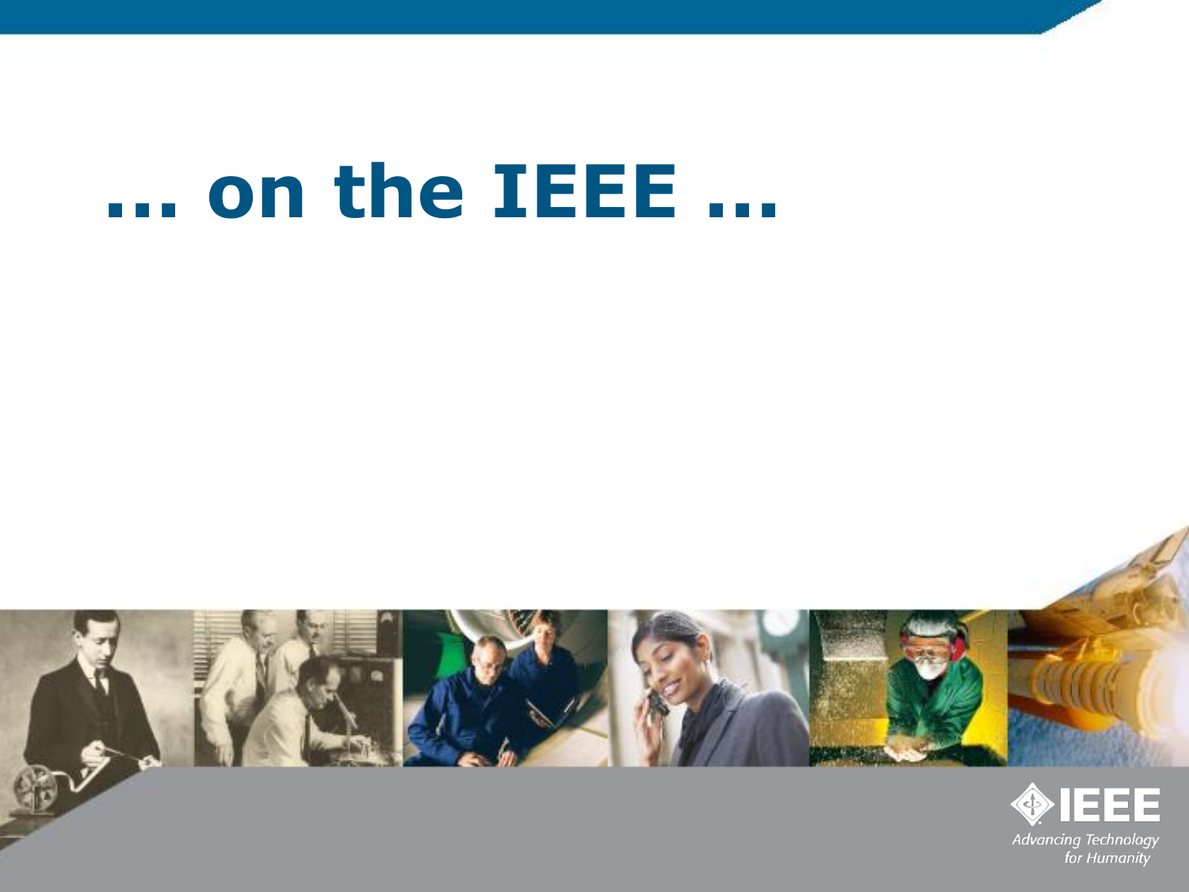# … on the IEEE …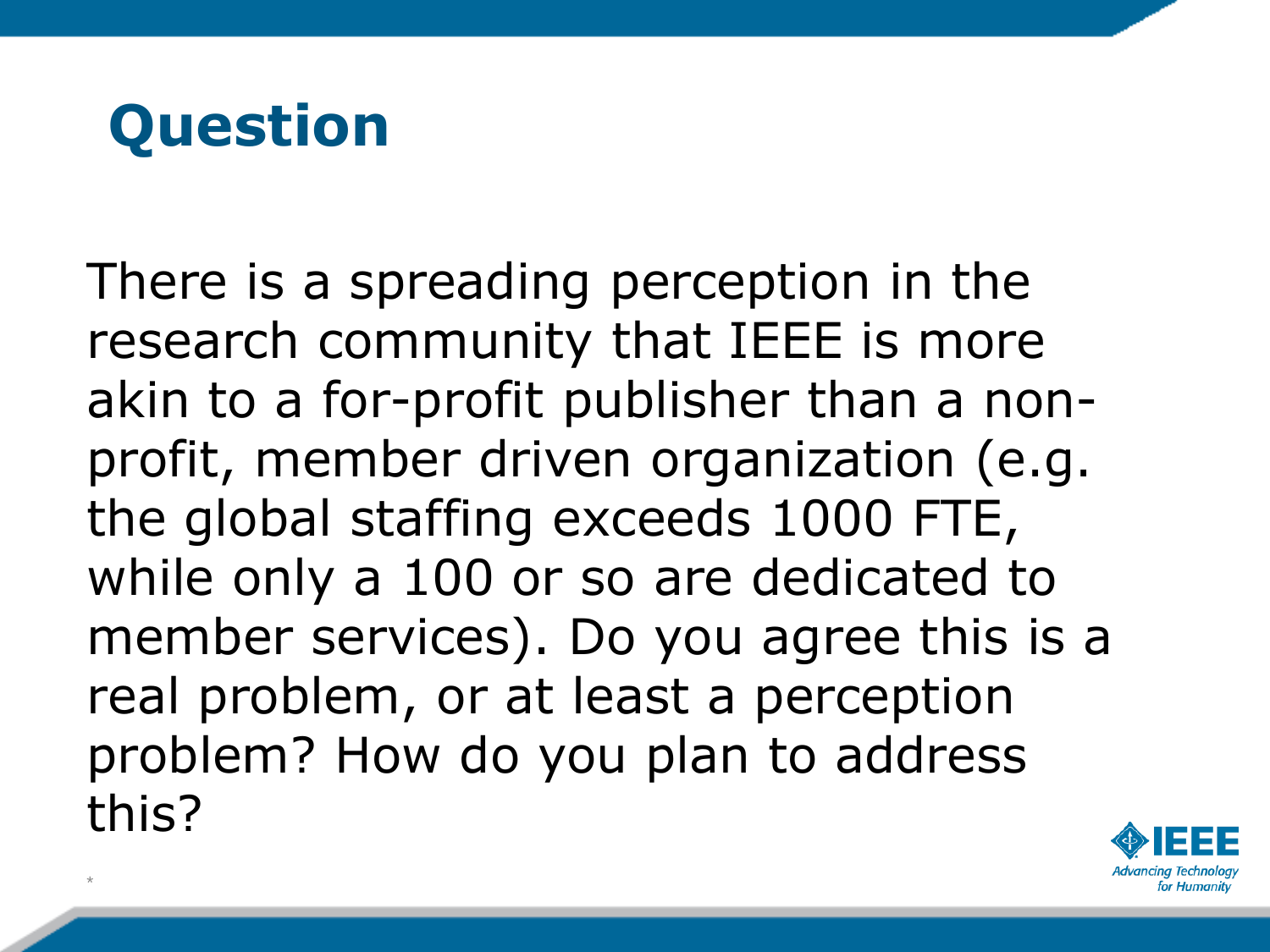# Question

There is a spreading perception in the research community that IEEE is more akin to a for-profit publisher than a non-profit, member driven organization (e.g. the global staffing exceeds 1000 FTE, while only a 100 or so are dedicated to member services). Do you agree this is a real problem, or at least a perception problem? How do you plan to address this?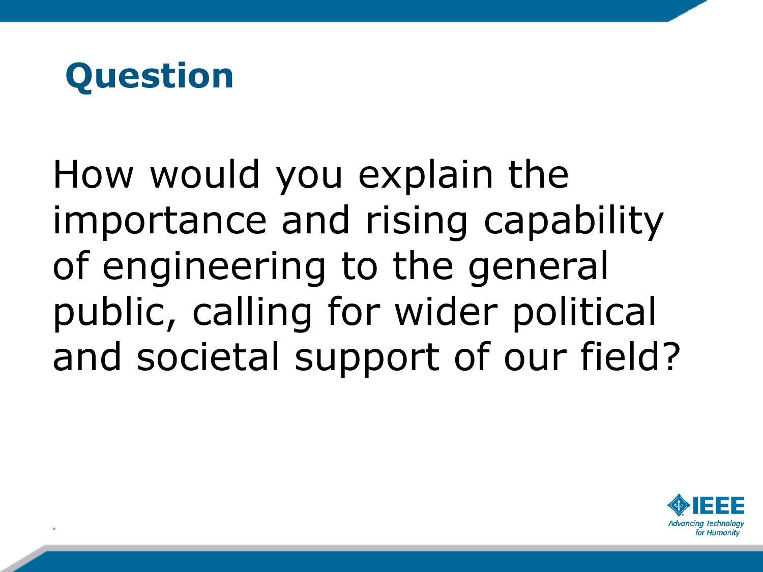# Question

How would you explain the importance and rising capability of engineering to the general public, calling for wider political and societal support of our field?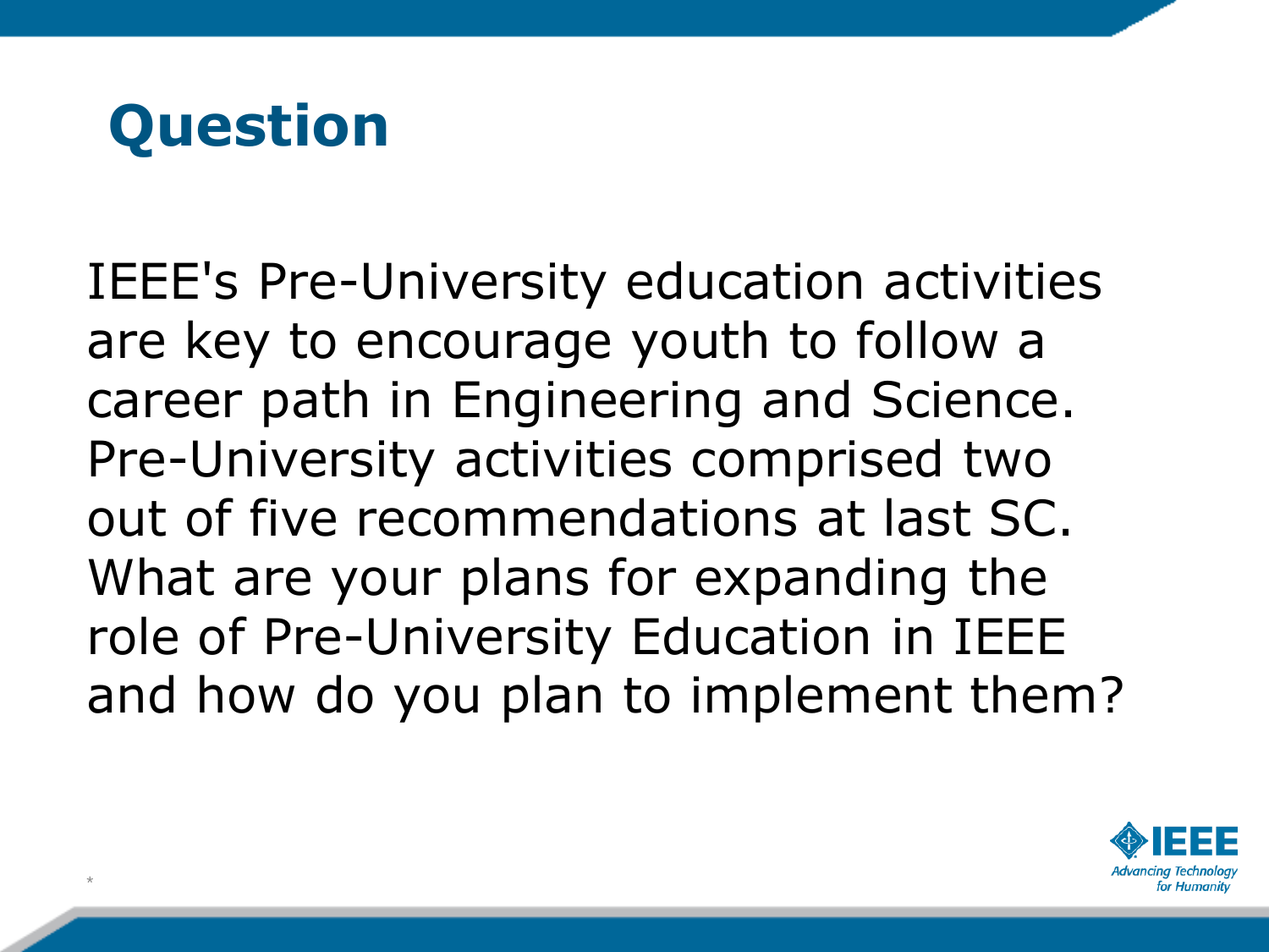# Question

IEEE's Pre-University education activities are key to encourage youth to follow a career path in Engineering and Science. Pre-University activities comprised two out of five recommendations at last SC. What are your plans for expanding the role of Pre-University Education in IEEE and how do you plan to implement them?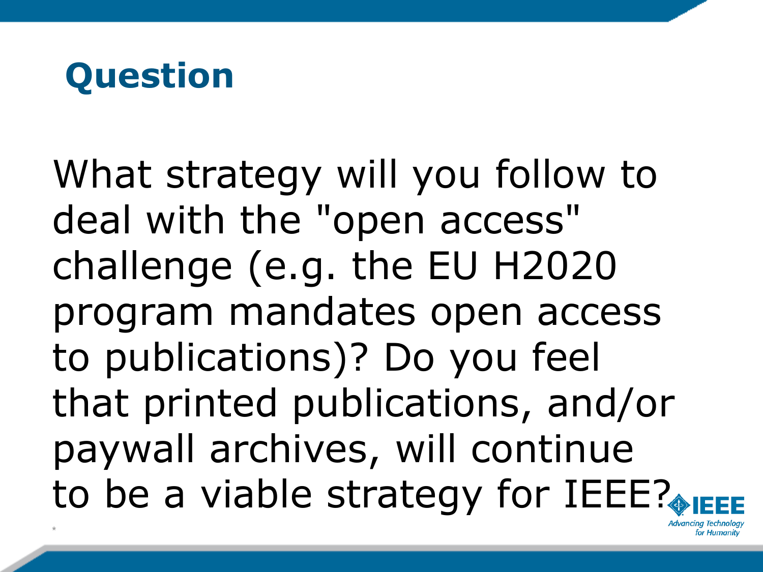# Question

What strategy will you follow to deal with the "open access" challenge (e.g. the EU H2020 program mandates open access to publications)? Do you feel that printed publications, and/or paywall archives, will continue to be a viable strategy for IEEE?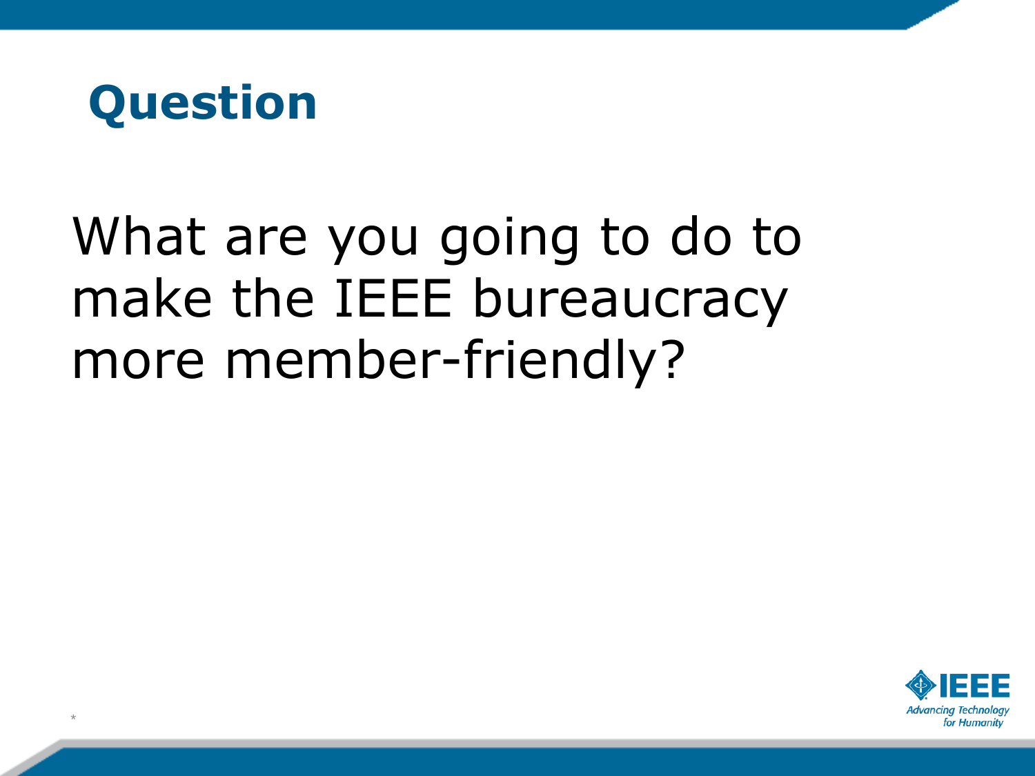# Question

What are you going to do to make the IEEE bureaucracy more member-friendly?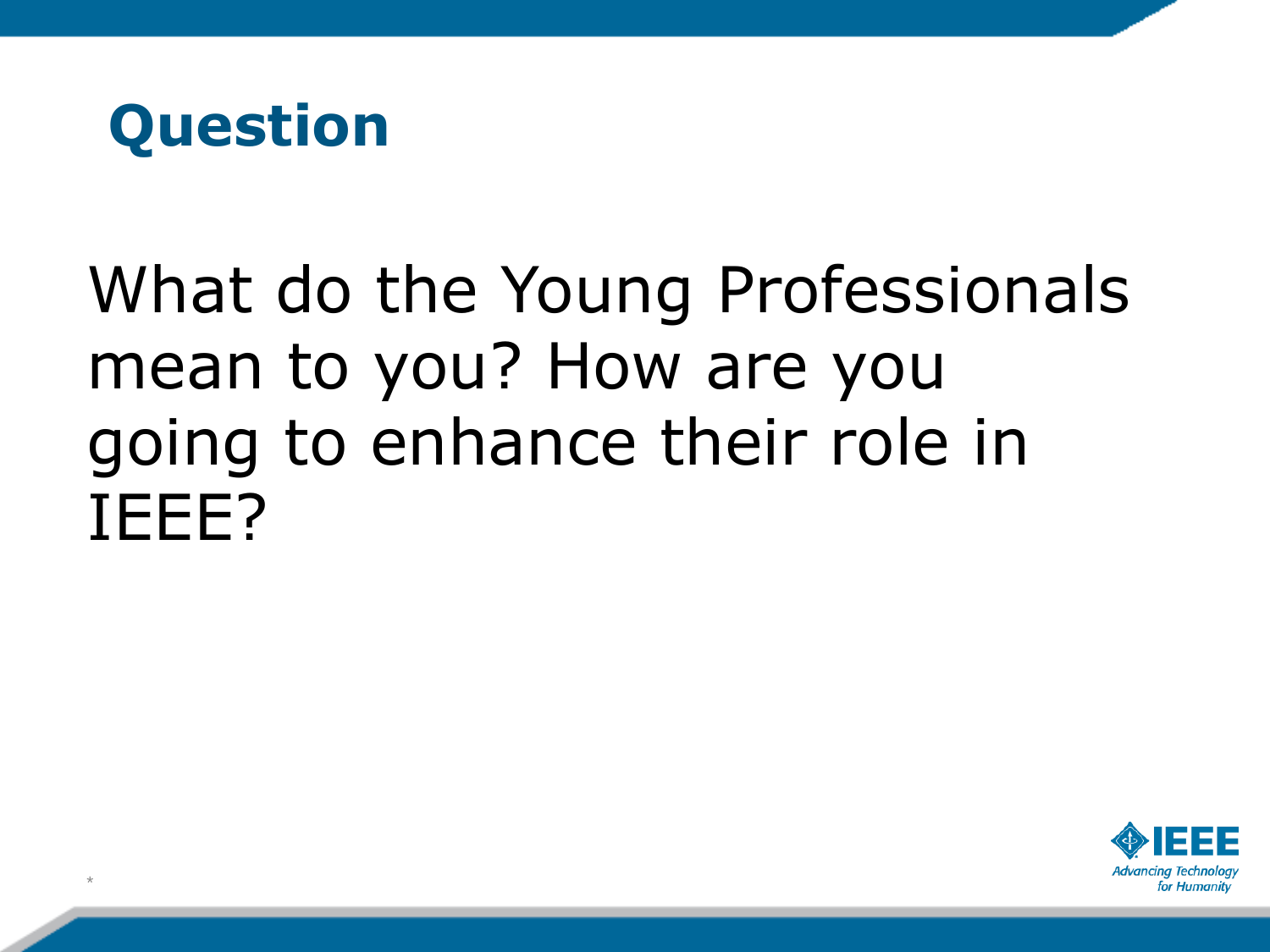# Question

What do the Young Professionals mean to you? How are you going to enhance their role in IEEE?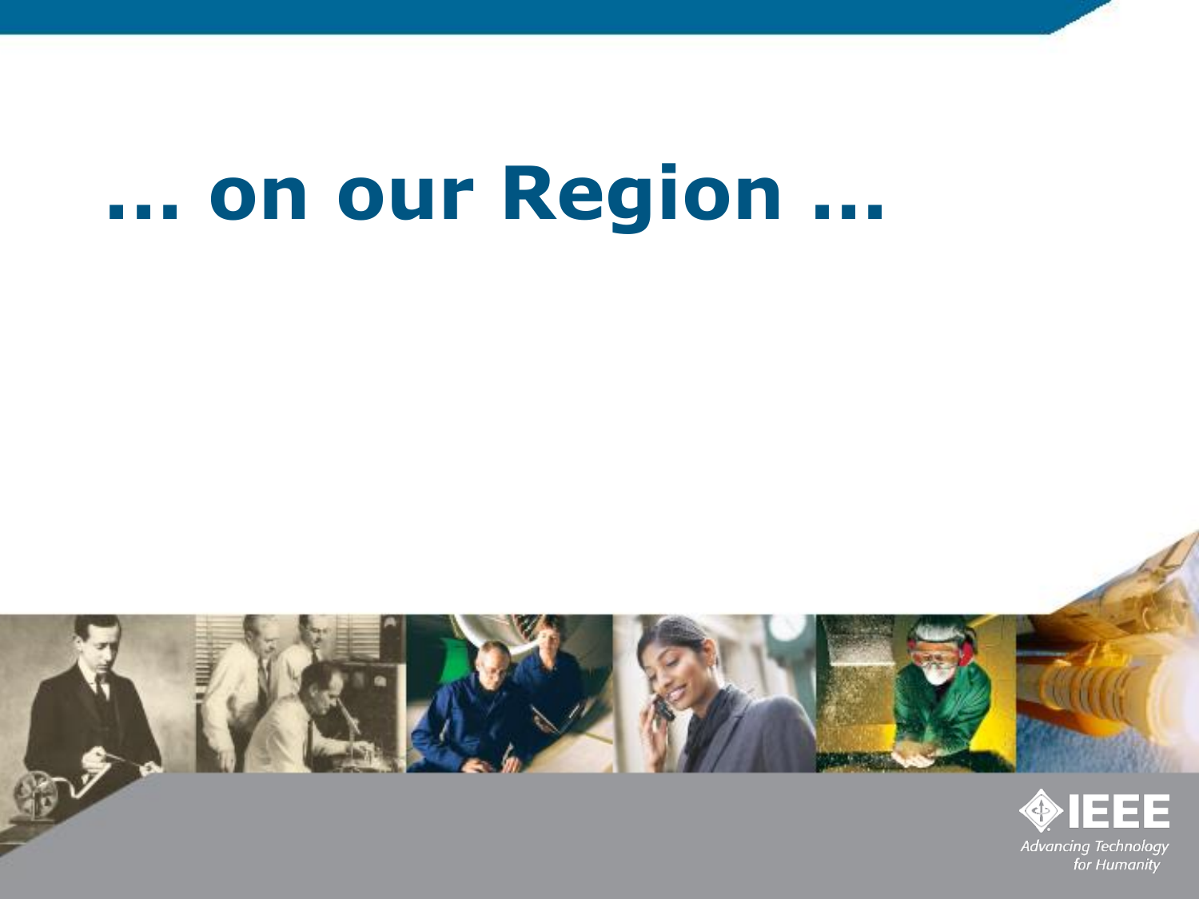# … on our Region …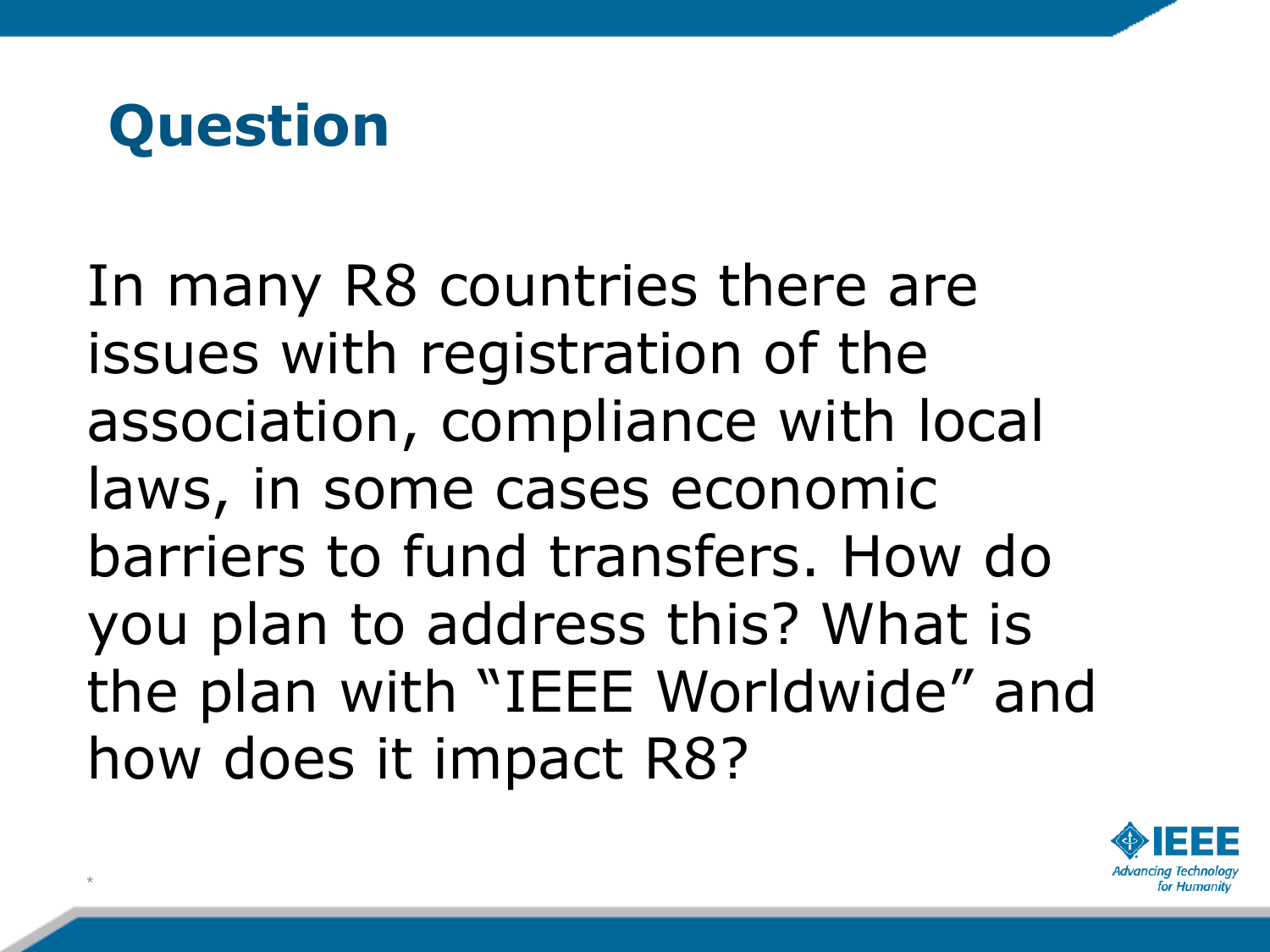# Question

In many R8 countries there are issues with registration of the association, compliance with local laws, in some cases economic barriers to fund transfers. How do you plan to address this? What is the plan with "IEEE Worldwide" and how does it impact R8?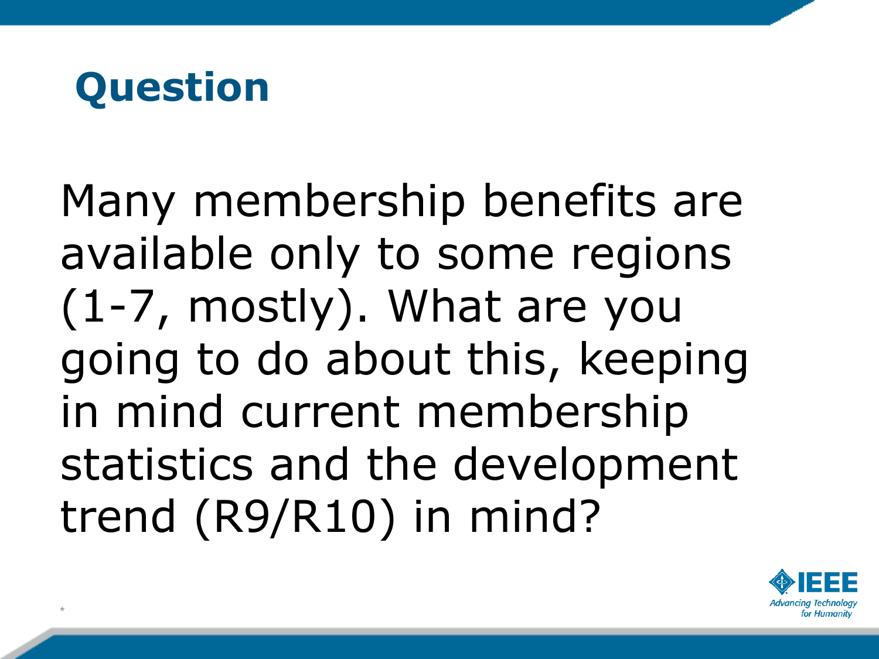# Question

Many membership benefits are available only to some regions (1-7, mostly). What are you going to do about this, keeping in mind current membership statistics and the development trend (R9/R10) in mind?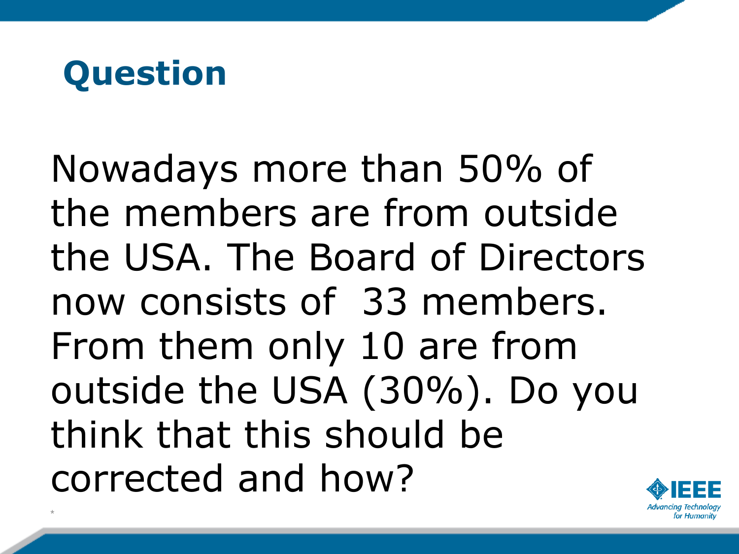# Question

Nowadays more than 50% of the members are from outside the USA. The Board of Directors now consists of 33 members. From them only 10 are from outside the USA (30%). Do you think that this should be corrected and how?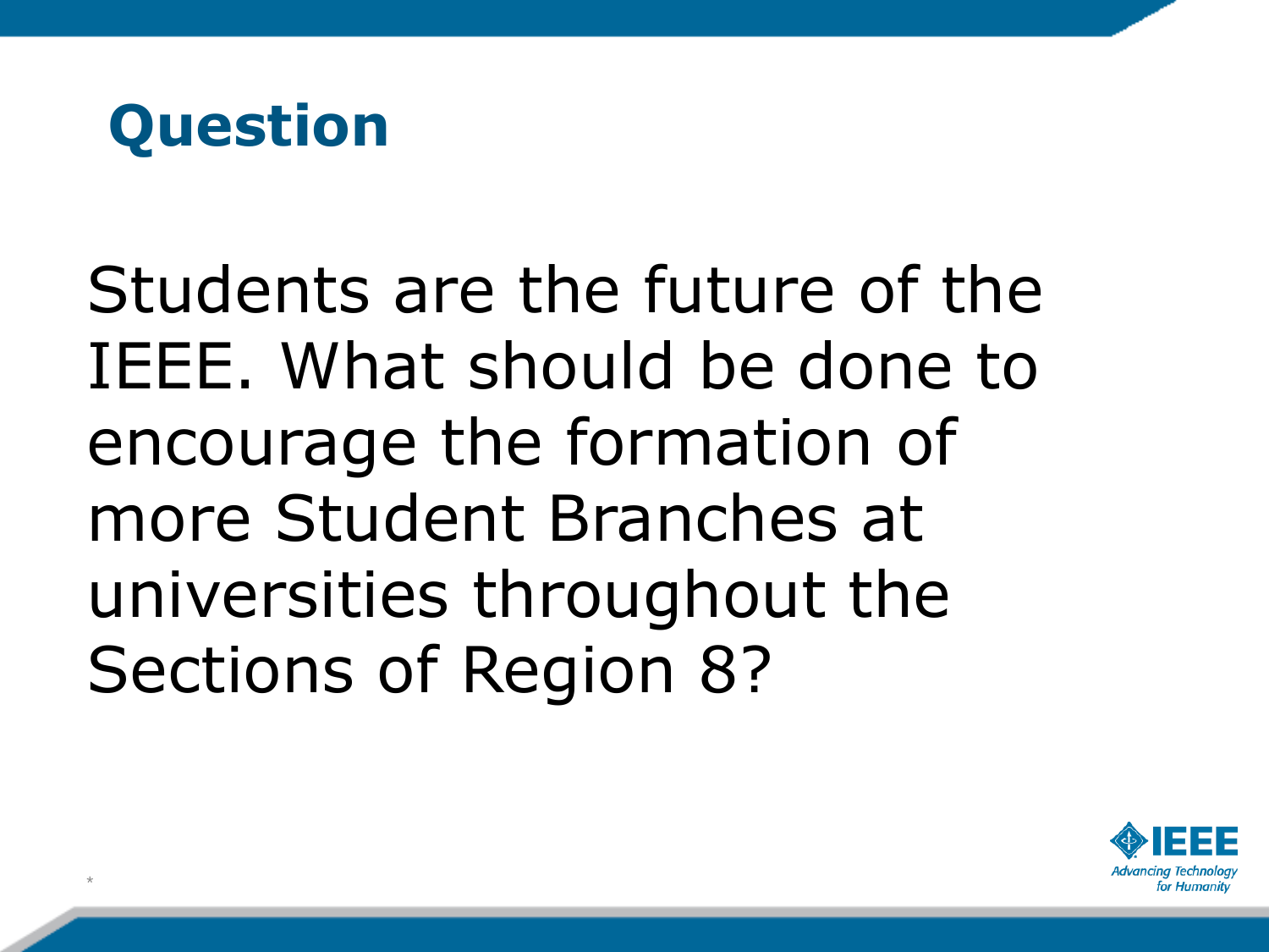# Question

Students are the future of the IEEE. What should be done to encourage the formation of more Student Branches at universities throughout the Sections of Region 8?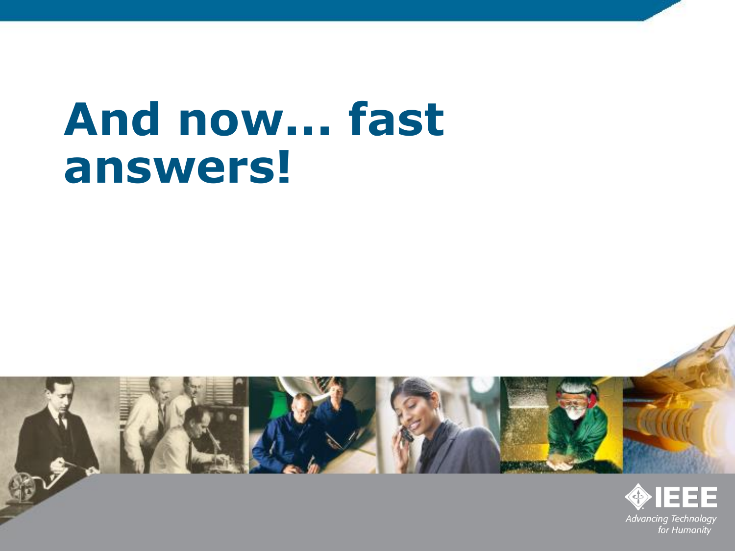# And now... fast answers!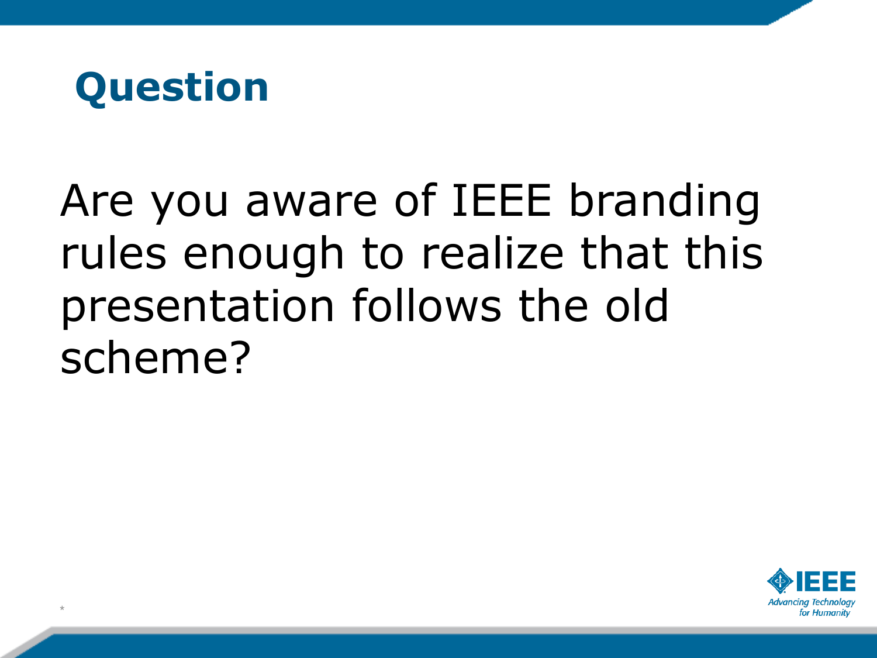# Question

Are you aware of IEEE branding rules enough to realize that this presentation follows the old scheme?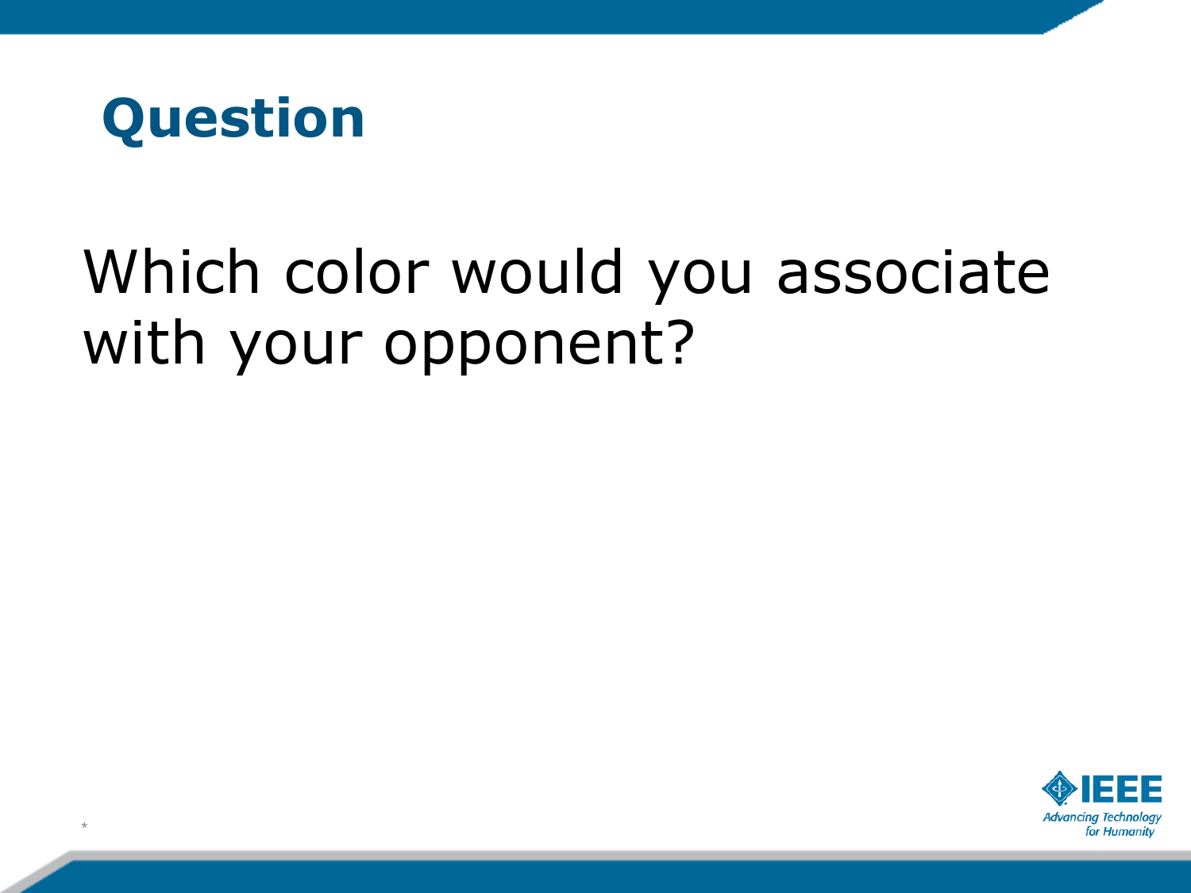# Question

Which color would you associate with your opponent?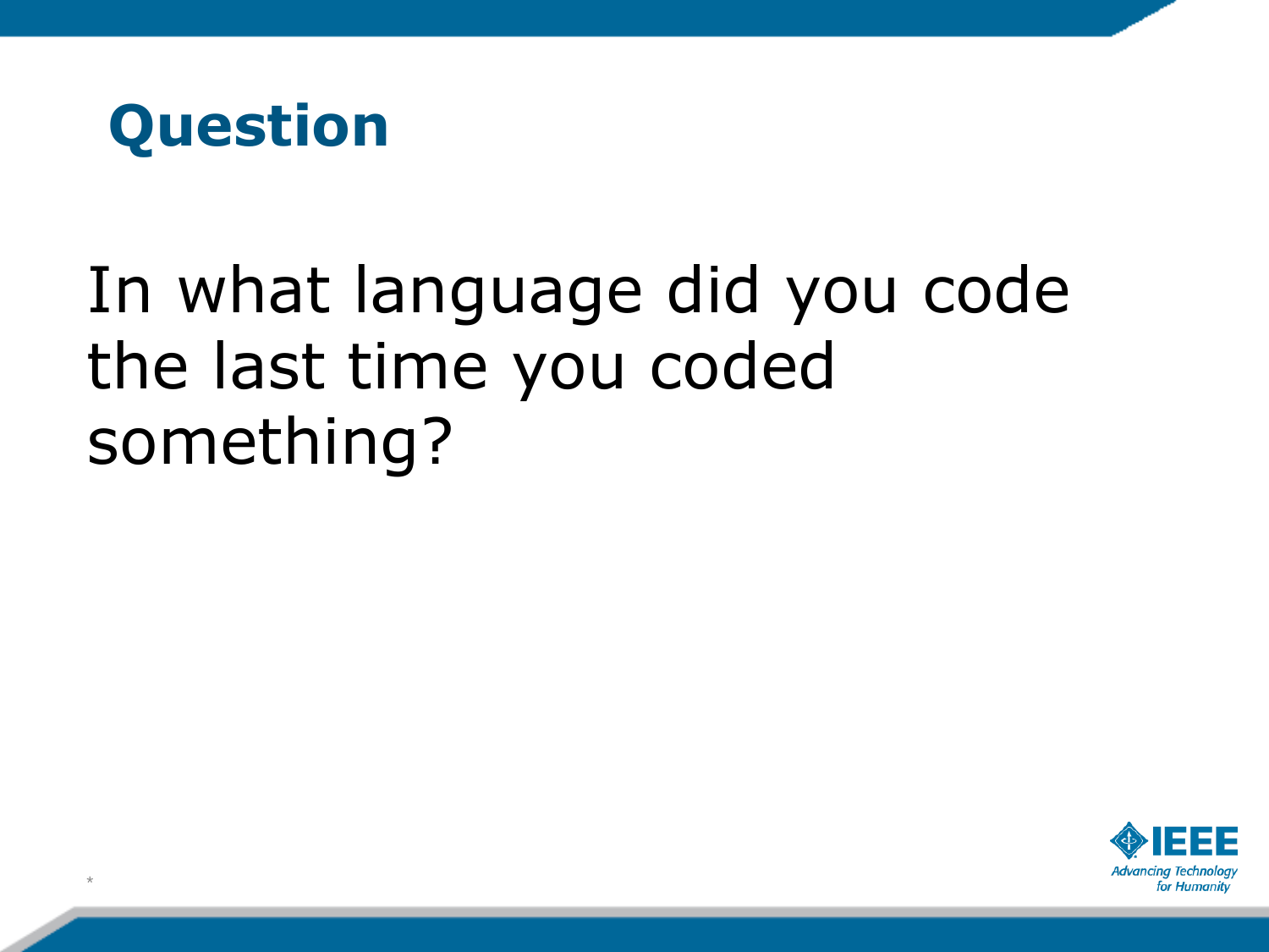# Question

In what language did you code the last time you coded something?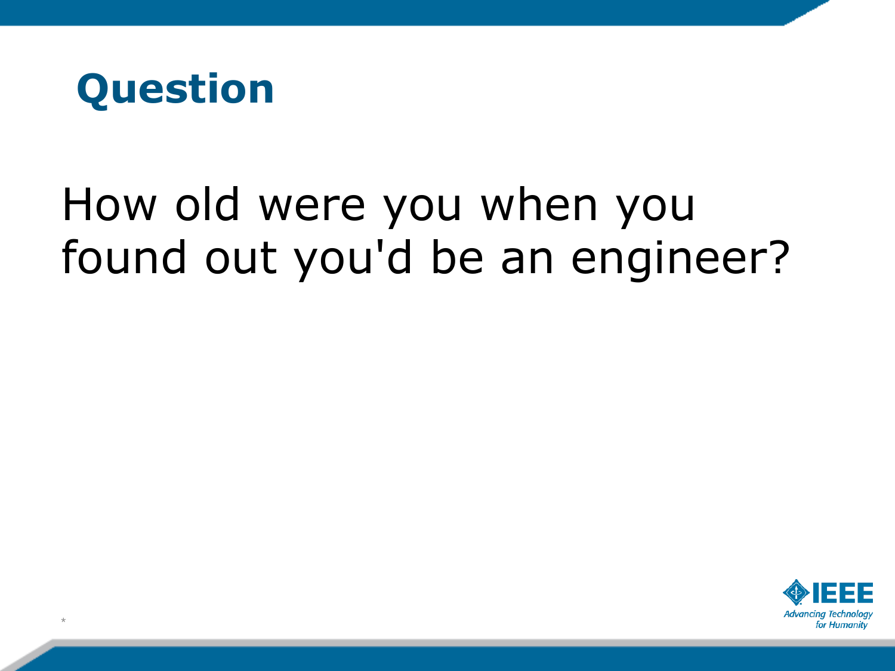# Question

How old were you when you found out you'd be an engineer?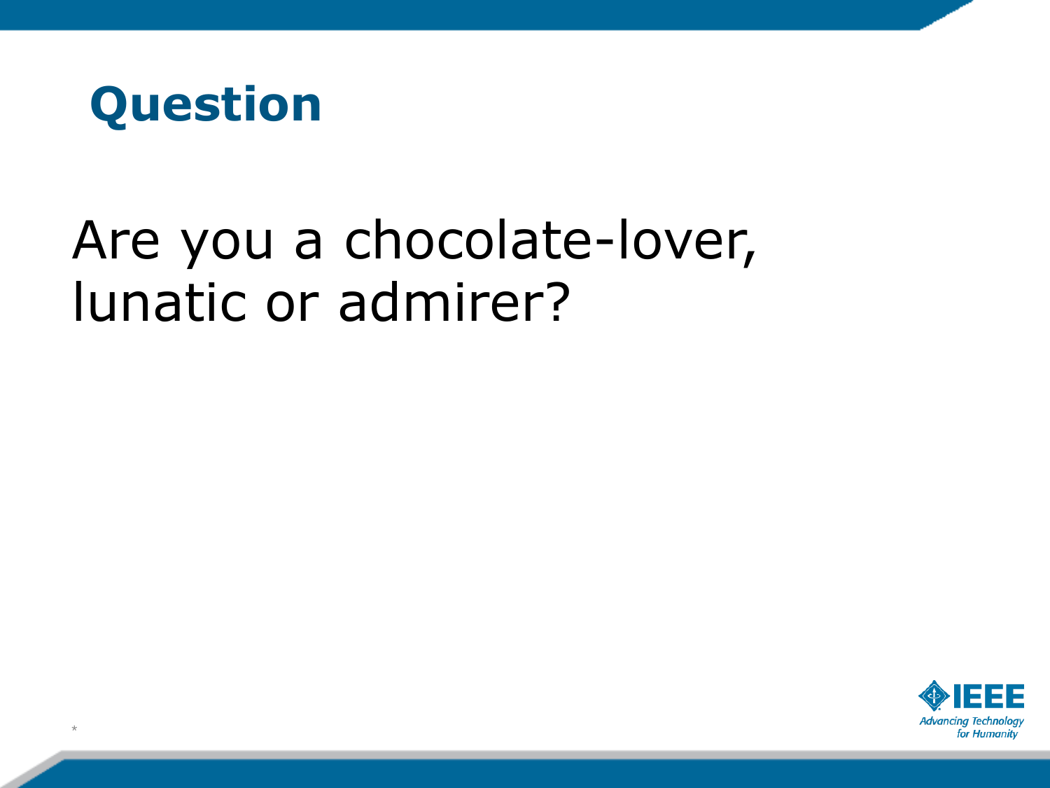# Question

Are you a chocolate-lover, lunatic or admirer?